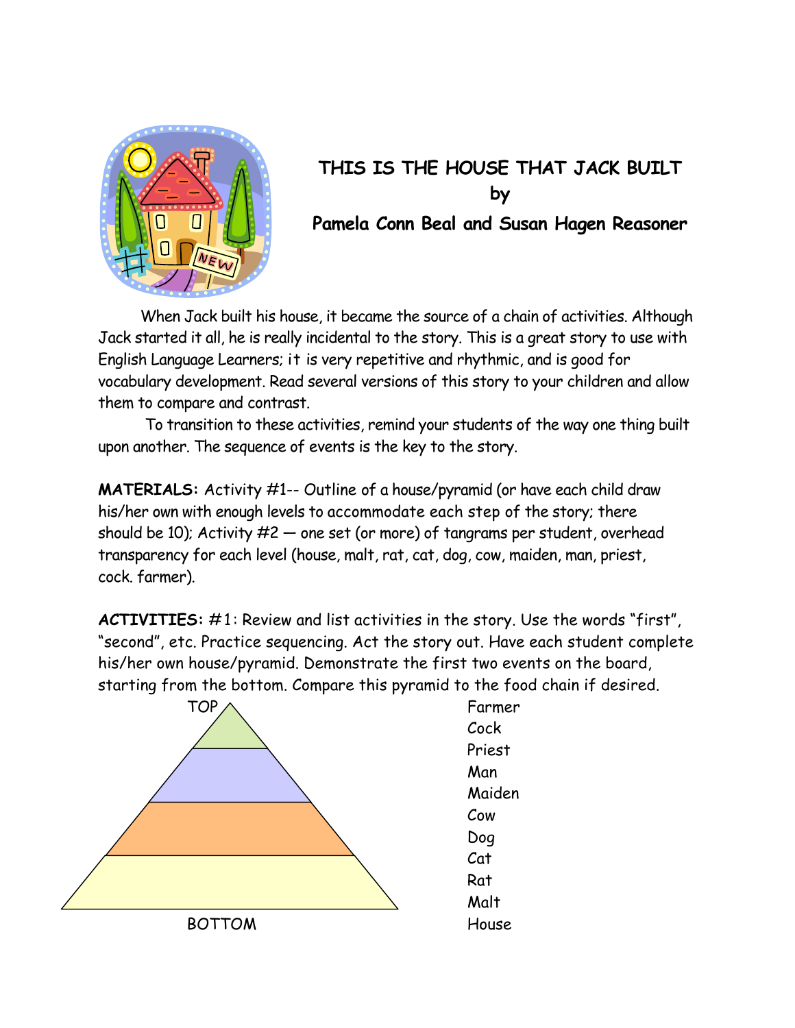# THIS IS THE HOUSE THAT JACK BUILT
by
**Pamela Conn Beal and Susan Hagen Reasoner**

When Jack built his house, it became the source of a chain of activities. Although Jack started it all, he is really incidental to the story. This is a great story to use with English Language Learners; it is very repetitive and rhythmic, and is good for vocabulary development. Read several versions of this story to your children and allow them to compare and contrast.

To transition to these activities, remind your students of the way one thing built upon another. The sequence of events is the key to the story.

**MATERIALS:** Activity #1-- Outline of a house/pyramid (or have each child draw his/her own with enough levels to accommodate each step of the story; there should be 10); Activity #2 — one set (or more) of tangrams per student, overhead transparency for each level (house, malt, rat, cat, dog, cow, maiden, man, priest, cock. farmer).

**ACTIVITIES:** #1: Review and list activities in the story. Use the words "first", "second", etc. Practice sequencing. Act the story out. Have each student complete his/her own house/pyramid. Demonstrate the first two events on the board, starting from the bottom. Compare this pyramid to the food chain if desired.

TOP

BOTTOM

Farmer
Cock
Priest
Man
Maiden
Cow
Dog
Cat
Rat
Malt
House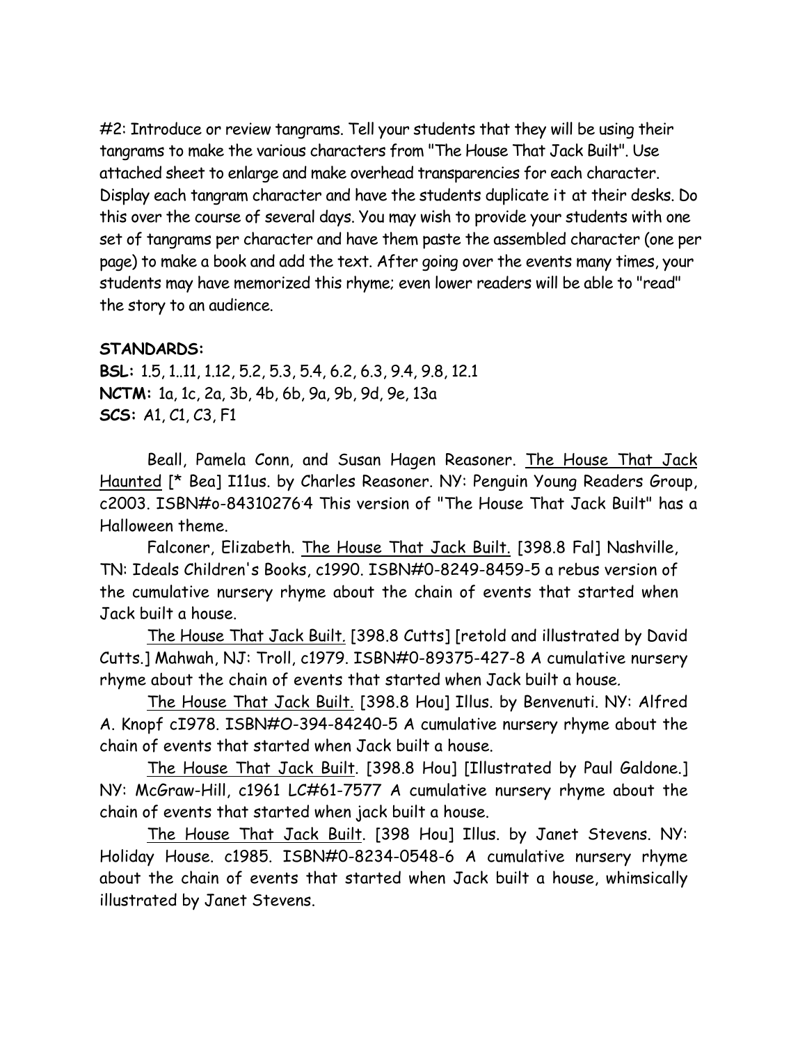#2: Introduce or review tangrams. Tell your students that they will be using their tangrams to make the various characters from "The House That Jack Built". Use attached sheet to enlarge and make overhead transparencies for each character. Display each tangram character and have the students duplicate it at their desks. Do this over the course of several days. You may wish to provide your students with one set of tangrams per character and have them paste the assembled character (one per page) to make a book and add the text. After going over the events many times, your students may have memorized this rhyme; even lower readers will be able to "read" the story to an audience.

**STANDARDS:**

**BSL:** 1.5, 1..11, 1.12, 5.2, 5.3, 5.4, 6.2, 6.3, 9.4, 9.8, 12.1
**NCTM:** 1a, 1c, 2a, 3b, 4b, 6b, 9a, 9b, 9d, 9e, 13a
**SCS:** A1, C1, C3, F1

Beall, Pamela Conn, and Susan Hagen Reasoner. The House That Jack Haunted [* Bea] I11us. by Charles Reasoner. NY: Penguin Young Readers Group, c2003. ISBN#o-84310276-4 This version of "The House That Jack Built" has a Halloween theme.

Falconer, Elizabeth. The House That Jack Built. [398.8 Fal] Nashville, TN: Ideals Children's Books, c1990. ISBN#0-8249-8459-5 a rebus version of the cumulative nursery rhyme about the chain of events that started when Jack built a house.

The House That Jack Built. [398.8 Cutts] [retold and illustrated by David Cutts.] Mahwah, NJ: Troll, c1979. ISBN#0-89375-427-8 A cumulative nursery rhyme about the chain of events that started when Jack built a house.

The House That Jack Built. [398.8 Hou] Illus. by Benvenuti. NY: Alfred A. Knopf cI978. ISBN#O-394-84240-5 A cumulative nursery rhyme about the chain of events that started when Jack built a house.

The House That Jack Built. [398.8 Hou] [Illustrated by Paul Galdone.] NY: McGraw-Hill, c1961 LC#61-7577 A cumulative nursery rhyme about the chain of events that started when jack built a house.

The House That Jack Built. [398 Hou] Illus. by Janet Stevens. NY: Holiday House. c1985. ISBN#0-8234-0548-6 A cumulative nursery rhyme about the chain of events that started when Jack built a house, whimsically illustrated by Janet Stevens.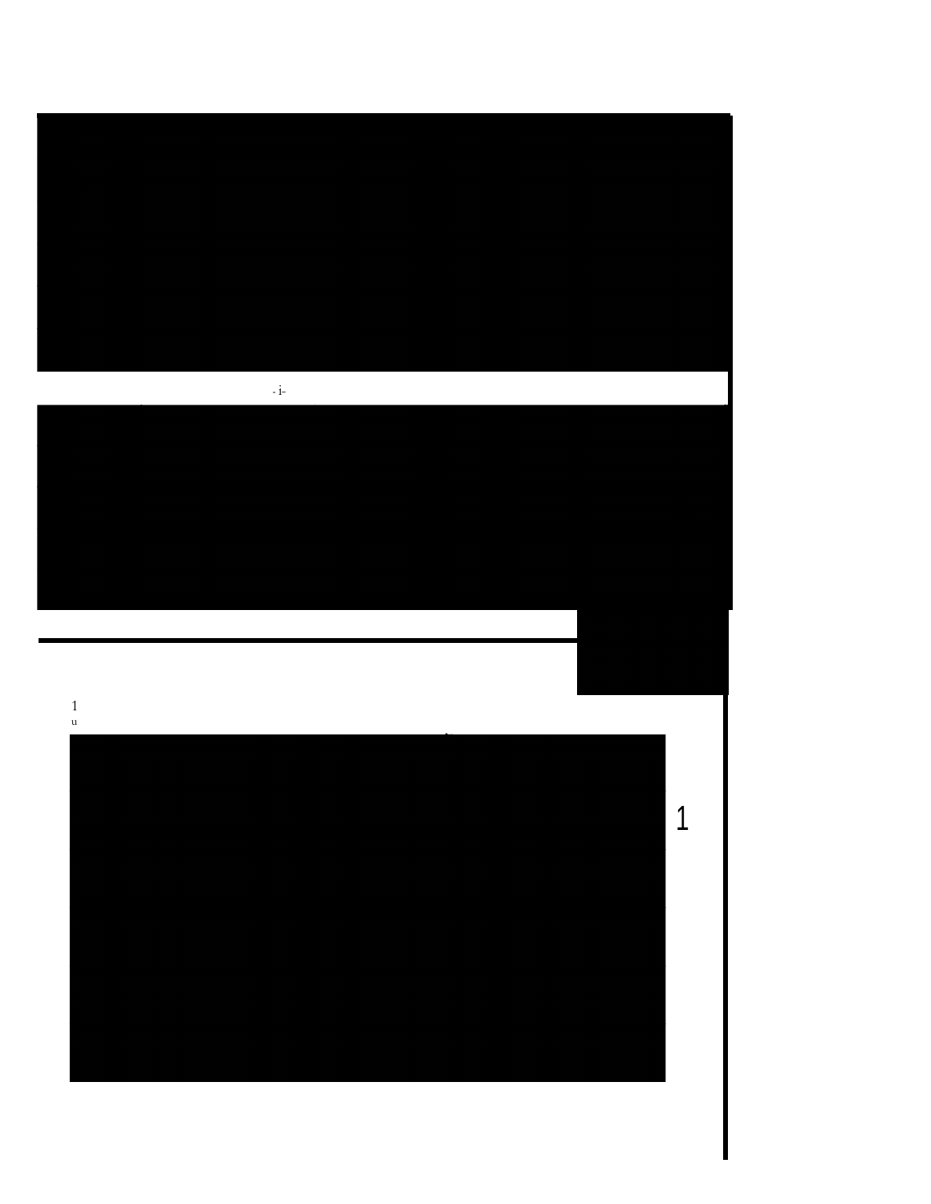1
u

1